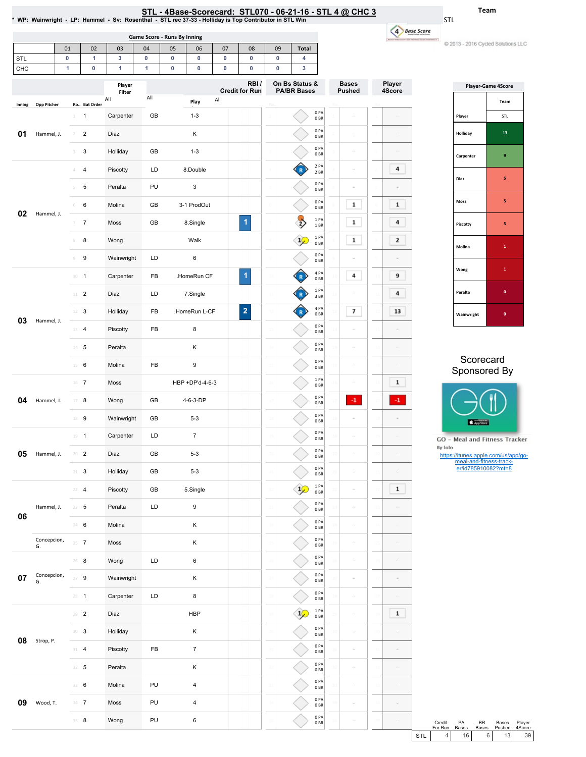# STL - 4Base-Scorecard: STL070 - 06-21-16 - STL 4 @ CHC 3

\* WP: Wainwright - LP: Hammel - Sv: Rosenthal - STL rec 37-33 - Holliday is Top Contributor in STL Win

Team: STL

© 2013 - 2016 Cycled Solutions LLC

## Game Score - Runs By Inning

| | 01 | 02 | 03 | 04 | 05 | 06 | 07 | 08 | 09 | Total |
|---|---|---|---|---|---|---|---|---|---|---|
| STL | 0 | 1 | 3 | 0 | 0 | 0 | 0 | 0 | 0 | 4 |
| CHC | 1 | 0 | 1 | 1 | 0 | 0 | 0 | 0 | 0 | 3 |

| Inning | Opp Pitcher | Ro.. | Bat Order | Player | Filter | Play | RBI / Credit for Run | On Bs Status & PA/BR Bases | Bases Pushed | Player 4Score |
|---|---|---|---|---|---|---|---|---|---|---|
| 01 | Hammel, J. | 1 | 1 | Carpenter | GB | 1-3 | | 0 PA 0 BR | | |
| | | 2 | 2 | Diaz | | K | | 0 PA 0 BR | | |
| | | 3 | 3 | Holliday | GB | 1-3 | | 0 PA 0 BR | | |
| 02 | Hammel, J. | 4 | 4 | Piscotty | LD | 8.Double | | R 2 PA 2 BR | | 4 |
| | | 5 | 5 | Peralta | PU | 3 | | 0 PA 0 BR | | |
| | | 6 | 6 | Molina | GB | 3-1 ProdOut | | 0 PA 0 BR | 1 | 1 |
| | | 7 | 7 | Moss | GB | 8.Single | 1 | 2 1 PA 1 BR | 1 | 4 |
| | | 8 | 8 | Wong | | Walk | | 1 1 PA 0 BR | 1 | 2 |
| | | 9 | 9 | Wainwright | LD | 6 | | 0 PA 0 BR | | |
| 03 | Hammel, J. | 10 | 1 | Carpenter | FB | .HomeRun CF | 1 | R 4 PA 0 BR | 4 | 9 |
| | | 11 | 2 | Diaz | LD | 7.Single | | R 1 PA 3 BR | | 4 |
| | | 12 | 3 | Holliday | FB | .HomeRun L-CF | 2 | R 4 PA 0 BR | 7 | 13 |
| | | 13 | 4 | Piscotty | FB | 8 | | 0 PA 0 BR | | |
| | | 14 | 5 | Peralta | | K | | 0 PA 0 BR | | |
| | | 15 | 6 | Molina | FB | 9 | | 0 PA 0 BR | | |
| 04 | Hammel, J. | 16 | 7 | Moss | | HBP +DP'd-4-6-3 | | 1 PA 0 BR | | 1 |
| | | 17 | 8 | Wong | GB | 4-6-3-DP | | 0 PA 0 BR | -1 | -1 |
| | | 18 | 9 | Wainwright | GB | 5-3 | | 0 PA 0 BR | | |
| 05 | Hammel, J. | 19 | 1 | Carpenter | LD | 7 | | 0 PA 0 BR | | |
| | | 20 | 2 | Diaz | GB | 5-3 | | 0 PA 0 BR | | |
| | | 21 | 3 | Holliday | GB | 5-3 | | 0 PA 0 BR | | |
| 06 | Hammel, J. | 22 | 4 | Piscotty | GB | 5.Single | | 1 1 PA 0 BR | | 1 |
| | | 23 | 5 | Peralta | LD | 9 | | 0 PA 0 BR | | |
| | | 24 | 6 | Molina | | K | | 0 PA 0 BR | | |
| | Concepcion, G. | 25 | 7 | Moss | | K | | 0 PA 0 BR | | |
| 07 | Concepcion, G. | 26 | 8 | Wong | LD | 6 | | 0 PA 0 BR | | |
| | | 27 | 9 | Wainwright | | K | | 0 PA 0 BR | | |
| | | 28 | 1 | Carpenter | LD | 8 | | 0 PA 0 BR | | |
| 08 | Strop, P. | 29 | 2 | Diaz | | HBP | | 1 1 PA 0 BR | | 1 |
| | | 30 | 3 | Holliday | | K | | 0 PA 0 BR | | |
| | | 31 | 4 | Piscotty | FB | 7 | | 0 PA 0 BR | | |
| | | 32 | 5 | Peralta | | K | | 0 PA 0 BR | | |
| 09 | Wood, T. | 33 | 6 | Molina | PU | 4 | | 0 PA 0 BR | | |
| | | 34 | 7 | Moss | PU | 4 | | 0 PA 0 BR | | |
| | | 35 | 8 | Wong | PU | 6 | | 0 PA 0 BR | | |

## Player-Game 4Score

| Player | STL |
|---|---|
| Holliday | 13 |
| Carpenter | 9 |
| Diaz | 5 |
| Moss | 5 |
| Piscotty | 5 |
| Molina | 1 |
| Wong | 1 |
| Peralta | 0 |
| Wainwright | 0 |

Scorecard Sponsored By

GO - Meal and Fitness Tracker
By Iolo
https://itunes.apple.com/us/app/go-meal-and-fitness-track-er/id785910082?mt=8

| | Credit For Run | PA Bases | BR Bases | Bases Pushed | Player 4Score |
|---|---|---|---|---|---|
| STL | 4 | 16 | 6 | 13 | 39 |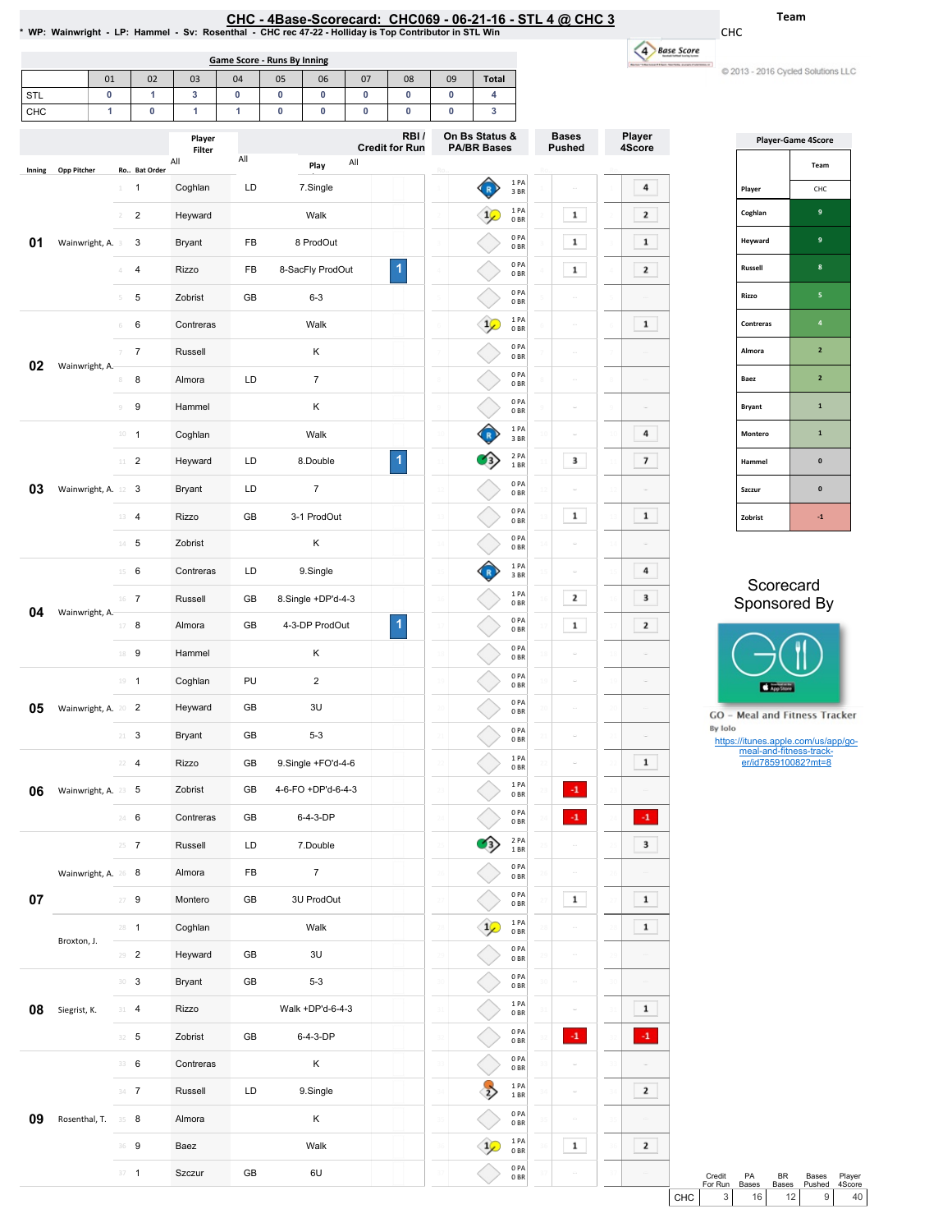# CHC - 4Base-Scorecard: CHC069 - 06-21-16 - STL 4 @ CHC 3

\* WP: Wainwright - LP: Hammel - Sv: Rosenthal - CHC rec 47-22 - Holliday is Top Contributor in STL Win

Team: CHC

© 2013 - 2016 Cycled Solutions LLC

## Game Score - Runs By Inning

| | 01 | 02 | 03 | 04 | 05 | 06 | 07 | 08 | 09 | Total |
|---|---|---|---|---|---|---|---|---|---|---|
| STL | 0 | 1 | 3 | 0 | 0 | 0 | 0 | 0 | 0 | 4 |
| CHC | 1 | 0 | 1 | 1 | 0 | 0 | 0 | 0 | 0 | 3 |

| Inning | Opp Pitcher | Ro.. | Bat Order | Player | | Play | RBI / Credit for Run | On Bs Status & PA/BR Bases | Bases Pushed | Player 4Score |
|---|---|---|---|---|---|---|---|---|---|---|
| 01 | Wainwright, A. | 1 | 1 | Coghlan | LD | 7.Single | | R, 1 PA 3 BR | | 4 |
| | | 2 | 2 | Heyward | | Walk | | 1, 1 PA 0 BR | 1 | 2 |
| | | 3 | 3 | Bryant | FB | 8 ProdOut | | 0 PA 0 BR | 1 | 1 |
| | | 4 | 4 | Rizzo | FB | 8-SacFly ProdOut | 1 | 0 PA 0 BR | 1 | 2 |
| | | 5 | 5 | Zobrist | GB | 6-3 | | 0 PA 0 BR | | |
| 02 | Wainwright, A. | 6 | 6 | Contreras | | Walk | | 1, 1 PA 0 BR | | 1 |
| | | 7 | 7 | Russell | | K | | 0 PA 0 BR | | |
| | | 8 | 8 | Almora | LD | 7 | | 0 PA 0 BR | | |
| | | 9 | 9 | Hammel | | K | | 0 PA 0 BR | | |
| 03 | Wainwright, A. | 10 | 1 | Coghlan | | Walk | | R, 1 PA 3 BR | | 4 |
| | | 11 | 2 | Heyward | LD | 8.Double | 1 | 3, 2 PA 1 BR | 3 | 7 |
| | | 12 | 3 | Bryant | LD | 7 | | 0 PA 0 BR | | |
| | | 13 | 4 | Rizzo | GB | 3-1 ProdOut | | 0 PA 0 BR | 1 | 1 |
| | | 14 | 5 | Zobrist | | K | | 0 PA 0 BR | | |
| 04 | Wainwright, A. | 15 | 6 | Contreras | LD | 9.Single | | R, 1 PA 3 BR | | 4 |
| | | 16 | 7 | Russell | GB | 8.Single +DP'd-4-3 | | 1 PA 0 BR | 2 | 3 |
| | | 17 | 8 | Almora | GB | 4-3-DP ProdOut | 1 | 0 PA 0 BR | 1 | 2 |
| | | 18 | 9 | Hammel | | K | | 0 PA 0 BR | | |
| 05 | Wainwright, A. | 19 | 1 | Coghlan | PU | 2 | | 0 PA 0 BR | | |
| | | 20 | 2 | Heyward | GB | 3U | | 0 PA 0 BR | | |
| | | 21 | 3 | Bryant | GB | 5-3 | | 0 PA 0 BR | | |
| 06 | Wainwright, A. | 22 | 4 | Rizzo | GB | 9.Single +FO'd-4-6 | | 1 PA 0 BR | | 1 |
| | | 23 | 5 | Zobrist | GB | 4-6-FO +DP'd-6-4-3 | | 1 PA 0 BR | -1 | |
| | | 24 | 6 | Contreras | GB | 6-4-3-DP | | 0 PA 0 BR | -1 | -1 |
| 07 | Wainwright, A. | 25 | 7 | Russell | LD | 7.Double | | 3, 2 PA 1 BR | | 3 |
| | | 26 | 8 | Almora | FB | 7 | | 0 PA 0 BR | | |
| | | 27 | 9 | Montero | GB | 3U ProdOut | | 0 PA 0 BR | 1 | 1 |
| | Broxton, J. | 28 | 1 | Coghlan | | Walk | | 1, 1 PA 0 BR | | 1 |
| | | 29 | 2 | Heyward | GB | 3U | | 0 PA 0 BR | | |
| 08 | Siegrist, K. | 30 | 3 | Bryant | GB | 5-3 | | 0 PA 0 BR | | |
| | | 31 | 4 | Rizzo | | Walk +DP'd-6-4-3 | | 1 PA 0 BR | | 1 |
| | | 32 | 5 | Zobrist | GB | 6-4-3-DP | | 0 PA 0 BR | -1 | -1 |
| 09 | Rosenthal, T. | 33 | 6 | Contreras | | K | | 0 PA 0 BR | | |
| | | 34 | 7 | Russell | LD | 9.Single | | 2, 1 PA 1 BR | | 2 |
| | | 35 | 8 | Almora | | K | | 0 PA 0 BR | | |
| | | 36 | 9 | Baez | | Walk | | 1, 1 PA 0 BR | 1 | 2 |
| | | 37 | 1 | Szczur | GB | 6U | | 0 PA 0 BR | | |

## Player-Game 4Score

| Player | CHC |
|---|---|
| Coghlan | 9 |
| Heyward | 9 |
| Russell | 8 |
| Rizzo | 5 |
| Contreras | 4 |
| Almora | 2 |
| Baez | 2 |
| Bryant | 1 |
| Montero | 1 |
| Hammel | 0 |
| Szczur | 0 |
| Zobrist | -1 |

Scorecard Sponsored By

GO - Meal and Fitness Tracker

By Iolo

https://itunes.apple.com/us/app/go-meal-and-fitness-track-er/id785910082?mt=8

| | Credit For Run | PA Bases | BR Bases | Bases Pushed | Player 4Score |
|---|---|---|---|---|---|
| CHC | 3 | 16 | 12 | 9 | 40 |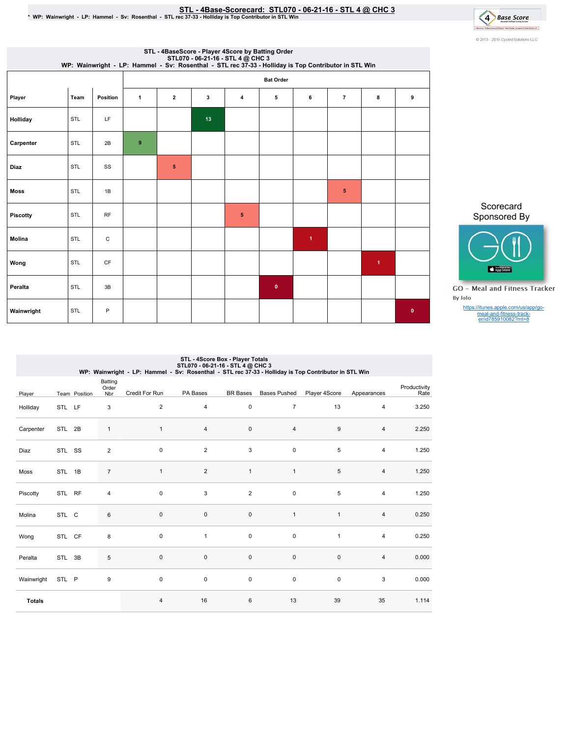# STL - 4Base-Scorecard: STL070 - 06-21-16 - STL 4 @ CHC 3

* WP: Wainwright - LP: Hammel - Sv: Rosenthal - STL rec 37-33 - Holliday is Top Contributor in STL Win

© 2013 - 2016 Cycled Solutions LLC

## STL - 4BaseScore - Player 4Score by Batting Order
STL070 - 06-21-16 - STL 4 @ CHC 3
WP: Wainwright - LP: Hammel - Sv: Rosenthal - STL rec 37-33 - Holliday is Top Contributor in STL Win

| | | | Bat Order | | | | | | | | |
|---|---|---|---|---|---|---|---|---|---|---|---|
| Player | Team | Position | 1 | 2 | 3 | 4 | 5 | 6 | 7 | 8 | 9 |
| Holliday | STL | LF | | | 13 | | | | | | |
| Carpenter | STL | 2B | 9 | | | | | | | | |
| Diaz | STL | SS | | 5 | | | | | | | |
| Moss | STL | 1B | | | | | | | 5 | | |
| Piscotty | STL | RF | | | | 5 | | | | | |
| Molina | STL | C | | | | | | 1 | | | |
| Wong | STL | CF | | | | | | | | 1 | |
| Peralta | STL | 3B | | | | | 0 | | | | |
| Wainwright | STL | P | | | | | | | | | 0 |

Scorecard Sponsored By

GO - Meal and Fitness Tracker
By Iolo

https://itunes.apple.com/us/app/go-meal-and-fitness-track-er/id785910082?mt=8

## STL - 4Score Box - Player Totals
STL070 - 06-21-16 - STL 4 @ CHC 3
WP: Wainwright - LP: Hammel - Sv: Rosenthal - STL rec 37-33 - Holliday is Top Contributor in STL Win

| Player | Team | Position | Batting Order Nbr | Credit For Run | PA Bases | BR Bases | Bases Pushed | Player 4Score | Appearances | Productivity Rate |
|---|---|---|---|---|---|---|---|---|---|---|
| Holliday | STL | LF | 3 | 2 | 4 | 0 | 7 | 13 | 4 | 3.250 |
| Carpenter | STL | 2B | 1 | 1 | 4 | 0 | 4 | 9 | 4 | 2.250 |
| Diaz | STL | SS | 2 | 0 | 2 | 3 | 0 | 5 | 4 | 1.250 |
| Moss | STL | 1B | 7 | 1 | 2 | 1 | 1 | 5 | 4 | 1.250 |
| Piscotty | STL | RF | 4 | 0 | 3 | 2 | 0 | 5 | 4 | 1.250 |
| Molina | STL | C | 6 | 0 | 0 | 0 | 1 | 1 | 4 | 0.250 |
| Wong | STL | CF | 8 | 0 | 1 | 0 | 0 | 1 | 4 | 0.250 |
| Peralta | STL | 3B | 5 | 0 | 0 | 0 | 0 | 0 | 4 | 0.000 |
| Wainwright | STL | P | 9 | 0 | 0 | 0 | 0 | 0 | 3 | 0.000 |
| **Totals** | | | | 4 | 16 | 6 | 13 | 39 | 35 | 1.114 |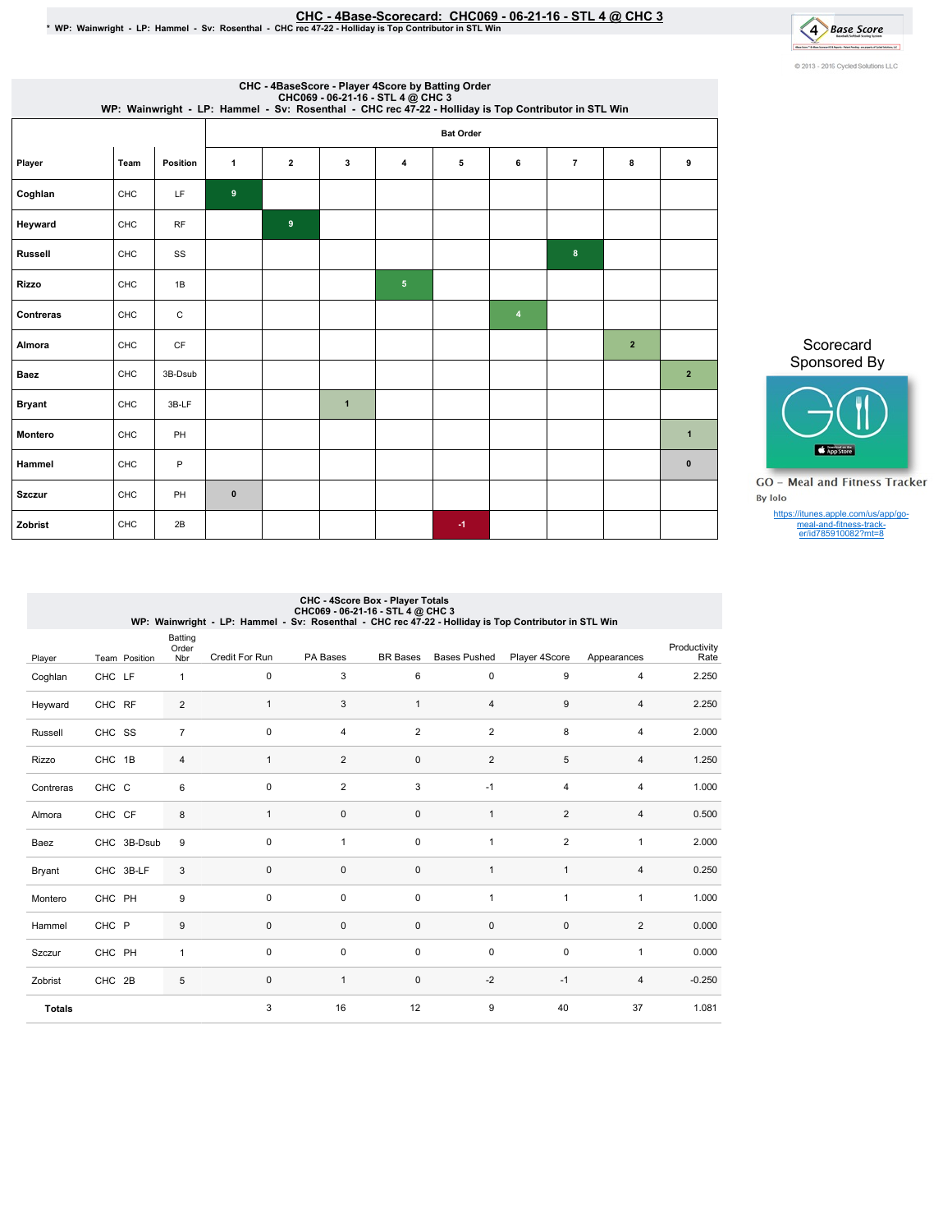# CHC - 4Base-Scorecard: CHC069 - 06-21-16 - STL 4 @ CHC 3

* WP: Wainwright - LP: Hammel - Sv: Rosenthal - CHC rec 47-22 - Holliday is Top Contributor in STL Win

© 2013 - 2016 Cycled Solutions LLC

## CHC - 4BaseScore - Player 4Score by Batting Order
CHC069 - 06-21-16 - STL 4 @ CHC 3
WP: Wainwright - LP: Hammel - Sv: Rosenthal - CHC rec 47-22 - Holliday is Top Contributor in STL Win

| | | | Bat Order | | | | | | | | |
|---|---|---|---|---|---|---|---|---|---|---|---|
| Player | Team | Position | 1 | 2 | 3 | 4 | 5 | 6 | 7 | 8 | 9 |
| Coghlan | CHC | LF | 9 | | | | | | | | |
| Heyward | CHC | RF | | 9 | | | | | | | |
| Russell | CHC | SS | | | | | | | 8 | | |
| Rizzo | CHC | 1B | | | | 5 | | | | | |
| Contreras | CHC | C | | | | | | 4 | | | |
| Almora | CHC | CF | | | | | | | | 2 | |
| Baez | CHC | 3B-Dsub | | | | | | | | | 2 |
| Bryant | CHC | 3B-LF | | | 1 | | | | | | |
| Montero | CHC | PH | | | | | | | | | 1 |
| Hammel | CHC | P | | | | | | | | | 0 |
| Szczur | CHC | PH | 0 | | | | | | | | |
| Zobrist | CHC | 2B | | | | | -1 | | | | |

Scorecard Sponsored By

GO - Meal and Fitness Tracker
By Iolo

https://itunes.apple.com/us/app/go-meal-and-fitness-track-er/id785910082?mt=8

## CHC - 4Score Box - Player Totals
CHC069 - 06-21-16 - STL 4 @ CHC 3
WP: Wainwright - LP: Hammel - Sv: Rosenthal - CHC rec 47-22 - Holliday is Top Contributor in STL Win

| Player | Team | Position | Batting Order Nbr | Credit For Run | PA Bases | BR Bases | Bases Pushed | Player 4Score | Appearances | Productivity Rate |
|---|---|---|---|---|---|---|---|---|---|---|
| Coghlan | CHC | LF | 1 | 0 | 3 | 6 | 0 | 9 | 4 | 2.250 |
| Heyward | CHC | RF | 2 | 1 | 3 | 1 | 4 | 9 | 4 | 2.250 |
| Russell | CHC | SS | 7 | 0 | 4 | 2 | 2 | 8 | 4 | 2.000 |
| Rizzo | CHC | 1B | 4 | 1 | 2 | 0 | 2 | 5 | 4 | 1.250 |
| Contreras | CHC | C | 6 | 0 | 2 | 3 | -1 | 4 | 4 | 1.000 |
| Almora | CHC | CF | 8 | 1 | 0 | 0 | 1 | 2 | 4 | 0.500 |
| Baez | CHC | 3B-Dsub | 9 | 0 | 1 | 0 | 1 | 2 | 1 | 2.000 |
| Bryant | CHC | 3B-LF | 3 | 0 | 0 | 0 | 1 | 1 | 4 | 0.250 |
| Montero | CHC | PH | 9 | 0 | 0 | 0 | 1 | 1 | 1 | 1.000 |
| Hammel | CHC | P | 9 | 0 | 0 | 0 | 0 | 0 | 2 | 0.000 |
| Szczur | CHC | PH | 1 | 0 | 0 | 0 | 0 | 0 | 1 | 0.000 |
| Zobrist | CHC | 2B | 5 | 0 | 1 | 0 | -2 | -1 | 4 | -0.250 |
| **Totals** | | | | 3 | 16 | 12 | 9 | 40 | 37 | 1.081 |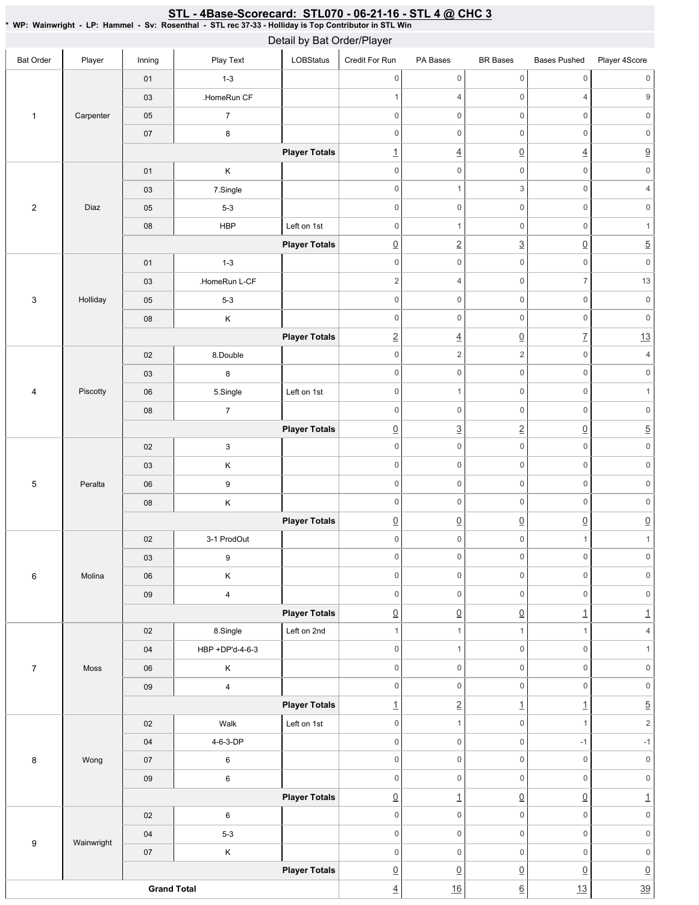## STL - 4Base-Scorecard: STL070 - 06-21-16 - STL 4 @ CHC 3

* WP: Wainwright - LP: Hammel - Sv: Rosenthal - STL rec 37-33 - Holliday is Top Contributor in STL Win

### Detail by Bat Order/Player

| Bat Order | Player | Inning | Play Text | LOBStatus | Credit For Run | PA Bases | BR Bases | Bases Pushed | Player 4Score |
|---|---|---|---|---|---|---|---|---|---|
| 1 | Carpenter | 01 | 1-3 | | 0 | 0 | 0 | 0 | 0 |
| | | 03 | .HomeRun CF | | 1 | 4 | 0 | 4 | 9 |
| | | 05 | 7 | | 0 | 0 | 0 | 0 | 0 |
| | | 07 | 8 | | 0 | 0 | 0 | 0 | 0 |
| | | | | **Player Totals** | 1 | 4 | 0 | 4 | 9 |
| 2 | Diaz | 01 | K | | 0 | 0 | 0 | 0 | 0 |
| | | 03 | 7.Single | | 0 | 1 | 3 | 0 | 4 |
| | | 05 | 5-3 | | 0 | 0 | 0 | 0 | 0 |
| | | 08 | HBP | Left on 1st | 0 | 1 | 0 | 0 | 1 |
| | | | | **Player Totals** | 0 | 2 | 3 | 0 | 5 |
| 3 | Holliday | 01 | 1-3 | | 0 | 0 | 0 | 0 | 0 |
| | | 03 | .HomeRun L-CF | | 2 | 4 | 0 | 7 | 13 |
| | | 05 | 5-3 | | 0 | 0 | 0 | 0 | 0 |
| | | 08 | K | | 0 | 0 | 0 | 0 | 0 |
| | | | | **Player Totals** | 2 | 4 | 0 | 7 | 13 |
| 4 | Piscotty | 02 | 8.Double | | 0 | 2 | 2 | 0 | 4 |
| | | 03 | 8 | | 0 | 0 | 0 | 0 | 0 |
| | | 06 | 5.Single | Left on 1st | 0 | 1 | 0 | 0 | 1 |
| | | 08 | 7 | | 0 | 0 | 0 | 0 | 0 |
| | | | | **Player Totals** | 0 | 3 | 2 | 0 | 5 |
| 5 | Peralta | 02 | 3 | | 0 | 0 | 0 | 0 | 0 |
| | | 03 | K | | 0 | 0 | 0 | 0 | 0 |
| | | 06 | 9 | | 0 | 0 | 0 | 0 | 0 |
| | | 08 | K | | 0 | 0 | 0 | 0 | 0 |
| | | | | **Player Totals** | 0 | 0 | 0 | 0 | 0 |
| 6 | Molina | 02 | 3-1 ProdOut | | 0 | 0 | 0 | 1 | 1 |
| | | 03 | 9 | | 0 | 0 | 0 | 0 | 0 |
| | | 06 | K | | 0 | 0 | 0 | 0 | 0 |
| | | 09 | 4 | | 0 | 0 | 0 | 0 | 0 |
| | | | | **Player Totals** | 0 | 0 | 0 | 1 | 1 |
| 7 | Moss | 02 | 8.Single | Left on 2nd | 1 | 1 | 1 | 1 | 4 |
| | | 04 | HBP +DP'd-4-6-3 | | 0 | 1 | 0 | 0 | 1 |
| | | 06 | K | | 0 | 0 | 0 | 0 | 0 |
| | | 09 | 4 | | 0 | 0 | 0 | 0 | 0 |
| | | | | **Player Totals** | 1 | 2 | 1 | 1 | 5 |
| 8 | Wong | 02 | Walk | Left on 1st | 0 | 1 | 0 | 1 | 2 |
| | | 04 | 4-6-3-DP | | 0 | 0 | 0 | -1 | -1 |
| | | 07 | 6 | | 0 | 0 | 0 | 0 | 0 |
| | | 09 | 6 | | 0 | 0 | 0 | 0 | 0 |
| | | | | **Player Totals** | 0 | 1 | 0 | 0 | 1 |
| 9 | Wainwright | 02 | 6 | | 0 | 0 | 0 | 0 | 0 |
| | | 04 | 5-3 | | 0 | 0 | 0 | 0 | 0 |
| | | 07 | K | | 0 | 0 | 0 | 0 | 0 |
| | | | | **Player Totals** | 0 | 0 | 0 | 0 | 0 |
| **Grand Total** | | | | | 4 | 16 | 6 | 13 | 39 |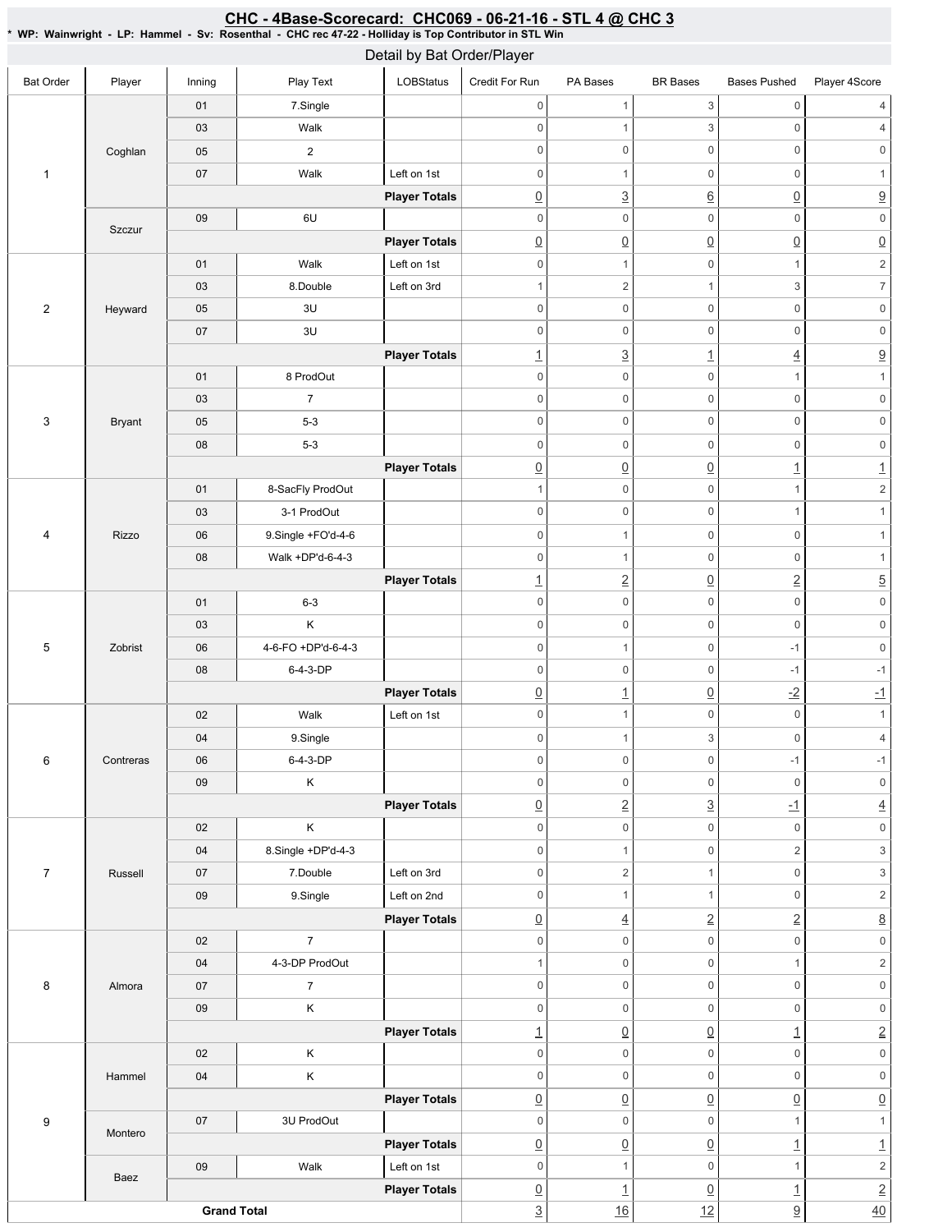## CHC - 4Base-Scorecard: CHC069 - 06-21-16 - STL 4 @ CHC 3

**\* WP: Wainwright - LP: Hammel - Sv: Rosenthal - CHC rec 47-22 - Holliday is Top Contributor in STL Win**

### Detail by Bat Order/Player

| Bat Order | Player | Inning | Play Text | LOBStatus | Credit For Run | PA Bases | BR Bases | Bases Pushed | Player 4Score |
|---|---|---|---|---|---|---|---|---|---|
| 1 | Coghlan | 01 | 7.Single | | 0 | 1 | 3 | 0 | 4 |
| | | 03 | Walk | | 0 | 1 | 3 | 0 | 4 |
| | | 05 | 2 | | 0 | 0 | 0 | 0 | 0 |
| | | 07 | Walk | Left on 1st | 0 | 1 | 0 | 0 | 1 |
| | | | | **Player Totals** | 0 | 3 | 6 | 0 | 9 |
| | Szczur | 09 | 6U | | 0 | 0 | 0 | 0 | 0 |
| | | | | **Player Totals** | 0 | 0 | 0 | 0 | 0 |
| 2 | Heyward | 01 | Walk | Left on 1st | 0 | 1 | 0 | 1 | 2 |
| | | 03 | 8.Double | Left on 3rd | 1 | 2 | 1 | 3 | 7 |
| | | 05 | 3U | | 0 | 0 | 0 | 0 | 0 |
| | | 07 | 3U | | 0 | 0 | 0 | 0 | 0 |
| | | | | **Player Totals** | 1 | 3 | 1 | 4 | 9 |
| 3 | Bryant | 01 | 8 ProdOut | | 0 | 0 | 0 | 1 | 1 |
| | | 03 | 7 | | 0 | 0 | 0 | 0 | 0 |
| | | 05 | 5-3 | | 0 | 0 | 0 | 0 | 0 |
| | | 08 | 5-3 | | 0 | 0 | 0 | 0 | 0 |
| | | | | **Player Totals** | 0 | 0 | 0 | 1 | 1 |
| 4 | Rizzo | 01 | 8-SacFly ProdOut | | 1 | 0 | 0 | 1 | 2 |
| | | 03 | 3-1 ProdOut | | 0 | 0 | 0 | 1 | 1 |
| | | 06 | 9.Single +FO'd-4-6 | | 0 | 1 | 0 | 0 | 1 |
| | | 08 | Walk +DP'd-6-4-3 | | 0 | 1 | 0 | 0 | 1 |
| | | | | **Player Totals** | 1 | 2 | 0 | 2 | 5 |
| 5 | Zobrist | 01 | 6-3 | | 0 | 0 | 0 | 0 | 0 |
| | | 03 | K | | 0 | 0 | 0 | 0 | 0 |
| | | 06 | 4-6-FO +DP'd-6-4-3 | | 0 | 1 | 0 | -1 | 0 |
| | | 08 | 6-4-3-DP | | 0 | 0 | 0 | -1 | -1 |
| | | | | **Player Totals** | 0 | 1 | 0 | -2 | -1 |
| 6 | Contreras | 02 | Walk | Left on 1st | 0 | 1 | 0 | 0 | 1 |
| | | 04 | 9.Single | | 0 | 1 | 3 | 0 | 4 |
| | | 06 | 6-4-3-DP | | 0 | 0 | 0 | -1 | -1 |
| | | 09 | K | | 0 | 0 | 0 | 0 | 0 |
| | | | | **Player Totals** | 0 | 2 | 3 | -1 | 4 |
| 7 | Russell | 02 | K | | 0 | 0 | 0 | 0 | 0 |
| | | 04 | 8.Single +DP'd-4-3 | | 0 | 1 | 0 | 2 | 3 |
| | | 07 | 7.Double | Left on 3rd | 0 | 2 | 1 | 0 | 3 |
| | | 09 | 9.Single | Left on 2nd | 0 | 1 | 1 | 0 | 2 |
| | | | | **Player Totals** | 0 | 4 | 2 | 2 | 8 |
| 8 | Almora | 02 | 7 | | 0 | 0 | 0 | 0 | 0 |
| | | 04 | 4-3-DP ProdOut | | 1 | 0 | 0 | 1 | 2 |
| | | 07 | 7 | | 0 | 0 | 0 | 0 | 0 |
| | | 09 | K | | 0 | 0 | 0 | 0 | 0 |
| | | | | **Player Totals** | 1 | 0 | 0 | 1 | 2 |
| 9 | Hammel | 02 | K | | 0 | 0 | 0 | 0 | 0 |
| | | 04 | K | | 0 | 0 | 0 | 0 | 0 |
| | | | | **Player Totals** | 0 | 0 | 0 | 0 | 0 |
| | Montero | 07 | 3U ProdOut | | 0 | 0 | 0 | 1 | 1 |
| | | | | **Player Totals** | 0 | 0 | 0 | 1 | 1 |
| | Baez | 09 | Walk | Left on 1st | 0 | 1 | 0 | 1 | 2 |
| | | | | **Player Totals** | 0 | 1 | 0 | 1 | 2 |
| **Grand Total** | | | | | 3 | 16 | 12 | 9 | 40 |